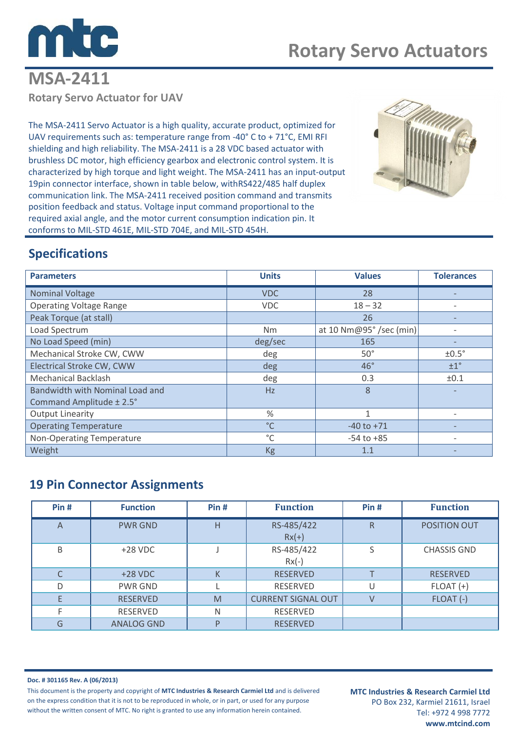# Rotary Servo Actuators

## MSA-2411

### Rotary Servo Actuator for UAV

The MSA-2411 Servo Actuator is a high quality, accurate product, optimized for UAV requirements such as: temperature range from -40° C to + 71°C, EMI RFI shielding and high reliability. The MSA-2411 is a 28 VDC based actuator with brushless DC motor, high efficiency gearbox and electronic control system. It is characterized by high torque and light weight. The MSA-2411 has an input-output 19pin connector interface, shown in table below, withRS422/485 half duplex communication link. The MSA-2411 received position command and transmits position feedback and status. Voltage input command proportional to the required axial angle, and the motor current consumption indication pin. It conforms to MIL-STD 461E, MIL-STD 704E, and MIL-STD 454H.

## Specifications

| Parameters | Units | Values | Tolerances |
|---|---|---|---|
| Nominal Voltage | VDC | 28 | - |
| Operating Voltage Range | VDC | 18 – 32 | - |
| Peak Torque (at stall) | | 26 | - |
| Load Spectrum | Nm | at 10 Nm@95° /sec (min) | - |
| No Load Speed (min) | deg/sec | 165 | - |
| Mechanical Stroke CW, CWW | deg | 50° | ±0.5° |
| Electrical Stroke CW, CWW | deg | 46° | ±1° |
| Mechanical Backlash | deg | 0.3 | ±0.1 |
| Bandwidth with Nominal Load and Command Amplitude ± 2.5° | Hz | 8 | - |
| Output Linearity | % | 1 | - |
| Operating Temperature | °C | -40 to +71 | - |
| Non-Operating Temperature | °C | -54 to +85 | - |
| Weight | Kg | 1.1 | - |

## 19 Pin Connector Assignments

| Pin # | Function | Pin # | Function | Pin # | Function |
|---|---|---|---|---|---|
| A | PWR GND | H | RS-485/422 Rx(+) | R | POSITION OUT |
| B | +28 VDC | J | RS-485/422 Rx(-) | S | CHASSIS GND |
| C | +28 VDC | K | RESERVED | T | RESERVED |
| D | PWR GND | L | RESERVED | U | FLOAT (+) |
| E | RESERVED | M | CURRENT SIGNAL OUT | V | FLOAT (-) |
| F | RESERVED | N | RESERVED | | |
| G | ANALOG GND | P | RESERVED | | |

**Doc. # 301165 Rev. A (06/2013)**

This document is the property and copyright of **MTC Industries & Research Carmiel Ltd** and is delivered on the express condition that it is not to be reproduced in whole, or in part, or used for any purpose without the written consent of MTC. No right is granted to use any information herein contained.

**MTC Industries & Research Carmiel Ltd**
PO Box 232, Karmiel 21611, Israel
Tel: +972 4 998 7772
**www.mtcind.com**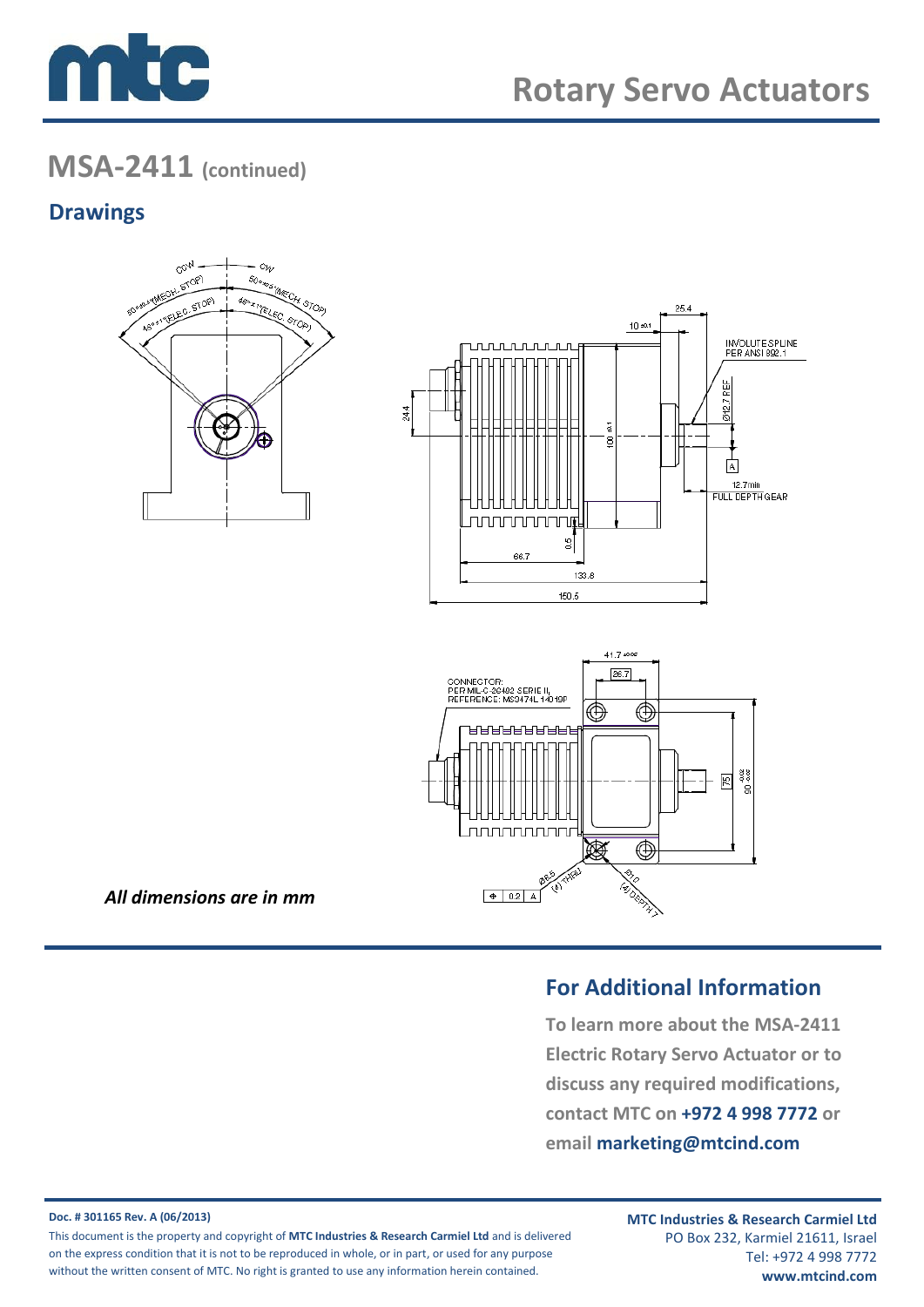# Rotary Servo Actuators

## MSA-2411 (continued)

### Drawings

CCW
CW
50°±0.5°(MECH. STOP)
50°±0.5°(MECH. STOP)
46°±1°(ELEC. STOP)
46°±1°(ELEC. STOP)

25.4
10 ±0.1
INVOLUTE SPLINE PER ANSI B92.1
Ø12.7 REF
24.4
100 ±0.1
A
12.7min FULL DEPTH GEAR
0.5
66.7
133.8
150.5

41.7
26.7
CONNECTOR: PER MIL-C-26482 SERIE II, REFERENCE: MS3474L 14-019P
75
90
Ø6.5 (4) THRU
Ø10 (4) DEPTH 7
⊕ 0.2 A

*All dimensions are in mm*

## For Additional Information

**To learn more about the MSA-2411 Electric Rotary Servo Actuator or to discuss any required modifications, contact MTC on +972 4 998 7772 or email marketing@mtcind.com**

**Doc. # 301165 Rev. A (06/2013)**

This document is the property and copyright of **MTC Industries & Research Carmiel Ltd** and is delivered on the express condition that it is not to be reproduced in whole, or in part, or used for any purpose without the written consent of MTC. No right is granted to use any information herein contained.

**MTC Industries & Research Carmiel Ltd**
PO Box 232, Karmiel 21611, Israel
Tel: +972 4 998 7772
**www.mtcind.com**